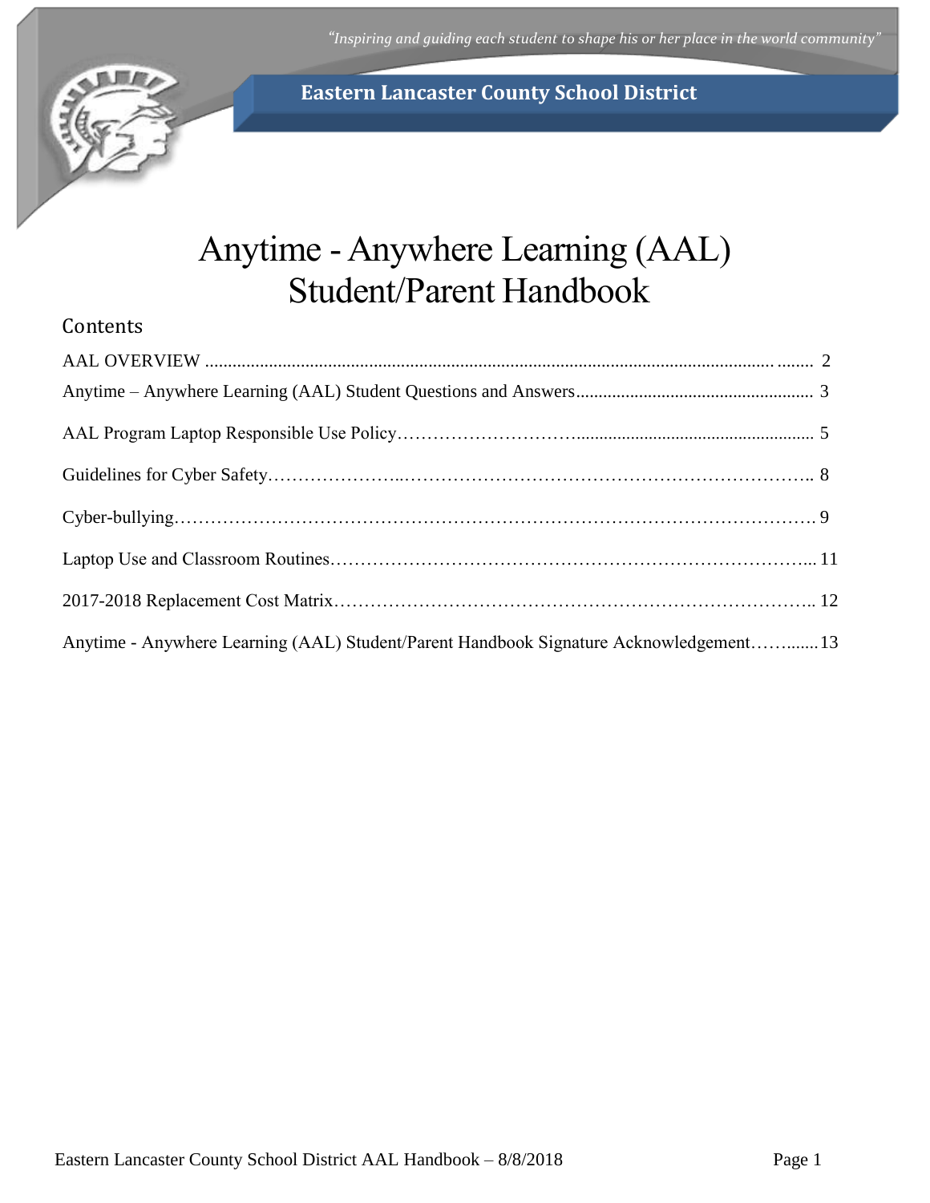*"Inspiring and guiding each student to shape his or her place in the world community"*

**Eastern Lancaster County School District**

# Anytime - Anywhere Learning (AAL) Student/Parent Handbook

## Contents

AAL OVERVIEW ........................................................ 2

Anytime – Anywhere Learning (AAL) Student Questions and Answers ........................................................ 3

AAL Program Laptop Responsible Use Policy ........................................................ 5

Guidelines for Cyber Safety ........................................................ 8

Cyber-bullying ........................................................ 9

Laptop Use and Classroom Routines ........................................................ 11

2017-2018 Replacement Cost Matrix ........................................................ 12

Anytime - Anywhere Learning (AAL) Student/Parent Handbook Signature Acknowledgement ........................................................ 13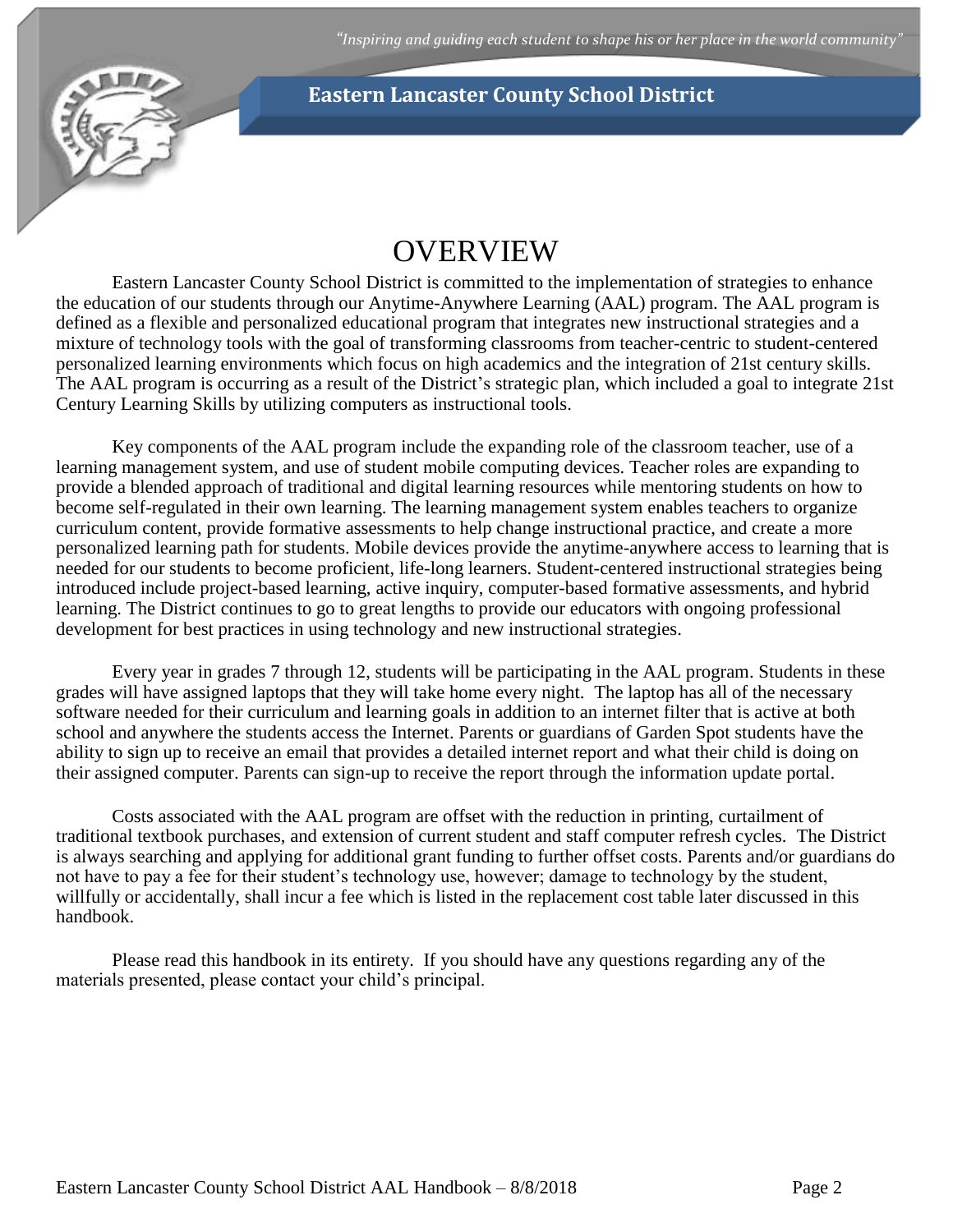# OVERVIEW

Eastern Lancaster County School District is committed to the implementation of strategies to enhance the education of our students through our Anytime-Anywhere Learning (AAL) program. The AAL program is defined as a flexible and personalized educational program that integrates new instructional strategies and a mixture of technology tools with the goal of transforming classrooms from teacher-centric to student-centered personalized learning environments which focus on high academics and the integration of 21st century skills. The AAL program is occurring as a result of the District's strategic plan, which included a goal to integrate 21st Century Learning Skills by utilizing computers as instructional tools.

Key components of the AAL program include the expanding role of the classroom teacher, use of a learning management system, and use of student mobile computing devices. Teacher roles are expanding to provide a blended approach of traditional and digital learning resources while mentoring students on how to become self-regulated in their own learning. The learning management system enables teachers to organize curriculum content, provide formative assessments to help change instructional practice, and create a more personalized learning path for students. Mobile devices provide the anytime-anywhere access to learning that is needed for our students to become proficient, life-long learners. Student-centered instructional strategies being introduced include project-based learning, active inquiry, computer-based formative assessments, and hybrid learning. The District continues to go to great lengths to provide our educators with ongoing professional development for best practices in using technology and new instructional strategies.

Every year in grades 7 through 12, students will be participating in the AAL program. Students in these grades will have assigned laptops that they will take home every night. The laptop has all of the necessary software needed for their curriculum and learning goals in addition to an internet filter that is active at both school and anywhere the students access the Internet. Parents or guardians of Garden Spot students have the ability to sign up to receive an email that provides a detailed internet report and what their child is doing on their assigned computer. Parents can sign-up to receive the report through the information update portal.

Costs associated with the AAL program are offset with the reduction in printing, curtailment of traditional textbook purchases, and extension of current student and staff computer refresh cycles. The District is always searching and applying for additional grant funding to further offset costs. Parents and/or guardians do not have to pay a fee for their student's technology use, however; damage to technology by the student, willfully or accidentally, shall incur a fee which is listed in the replacement cost table later discussed in this handbook.

Please read this handbook in its entirety. If you should have any questions regarding any of the materials presented, please contact your child's principal.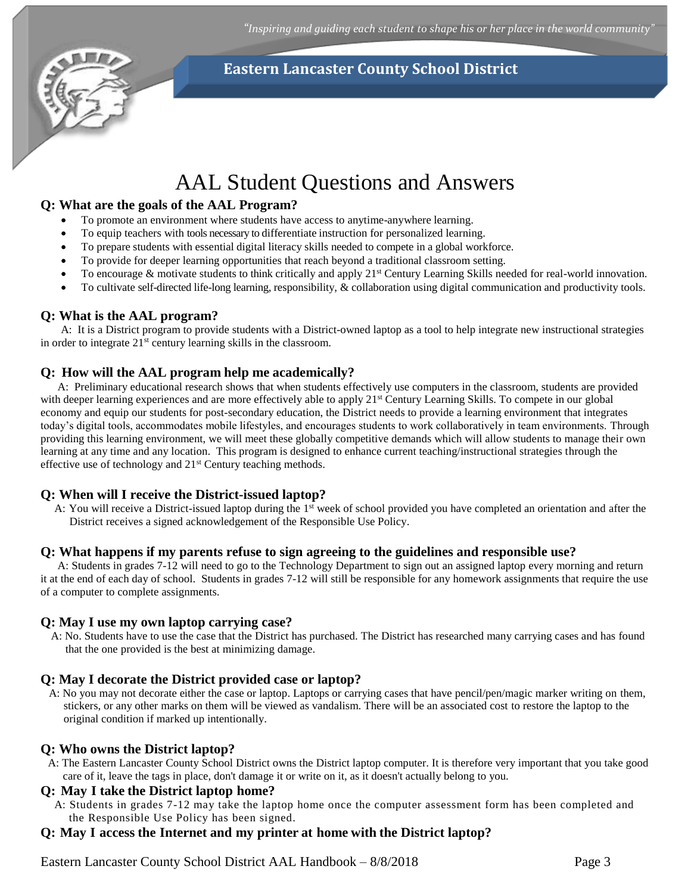*"Inspiring and guiding each student to shape his or her place in the world community"*

**Eastern Lancaster County School District**

# AAL Student Questions and Answers

### Q: What are the goals of the AAL Program?

- To promote an environment where students have access to anytime-anywhere learning.
- To equip teachers with tools necessary to differentiate instruction for personalized learning.
- To prepare students with essential digital literacy skills needed to compete in a global workforce.
- To provide for deeper learning opportunities that reach beyond a traditional classroom setting.
- To encourage & motivate students to think critically and apply 21st Century Learning Skills needed for real-world innovation.
- To cultivate self-directed life-long learning, responsibility, & collaboration using digital communication and productivity tools.

### Q: What is the AAL program?

A: It is a District program to provide students with a District-owned laptop as a tool to help integrate new instructional strategies in order to integrate 21st century learning skills in the classroom.

### Q: How will the AAL program help me academically?

A: Preliminary educational research shows that when students effectively use computers in the classroom, students are provided with deeper learning experiences and are more effectively able to apply 21st Century Learning Skills. To compete in our global economy and equip our students for post-secondary education, the District needs to provide a learning environment that integrates today's digital tools, accommodates mobile lifestyles, and encourages students to work collaboratively in team environments. Through providing this learning environment, we will meet these globally competitive demands which will allow students to manage their own learning at any time and any location. This program is designed to enhance current teaching/instructional strategies through the effective use of technology and 21st Century teaching methods.

### Q: When will I receive the District-issued laptop?

A: You will receive a District-issued laptop during the 1st week of school provided you have completed an orientation and after the District receives a signed acknowledgement of the Responsible Use Policy.

### Q: What happens if my parents refuse to sign agreeing to the guidelines and responsible use?

A: Students in grades 7-12 will need to go to the Technology Department to sign out an assigned laptop every morning and return it at the end of each day of school. Students in grades 7-12 will still be responsible for any homework assignments that require the use of a computer to complete assignments.

### Q: May I use my own laptop carrying case?

A: No. Students have to use the case that the District has purchased. The District has researched many carrying cases and has found that the one provided is the best at minimizing damage.

### Q: May I decorate the District provided case or laptop?

A: No you may not decorate either the case or laptop. Laptops or carrying cases that have pencil/pen/magic marker writing on them, stickers, or any other marks on them will be viewed as vandalism. There will be an associated cost to restore the laptop to the original condition if marked up intentionally.

### Q: Who owns the District laptop?

A: The Eastern Lancaster County School District owns the District laptop computer. It is therefore very important that you take good care of it, leave the tags in place, don't damage it or write on it, as it doesn't actually belong to you.

### Q: May I take the District laptop home?

A: Students in grades 7-12 may take the laptop home once the computer assessment form has been completed and the Responsible Use Policy has been signed.

### Q: May I access the Internet and my printer at home with the District laptop?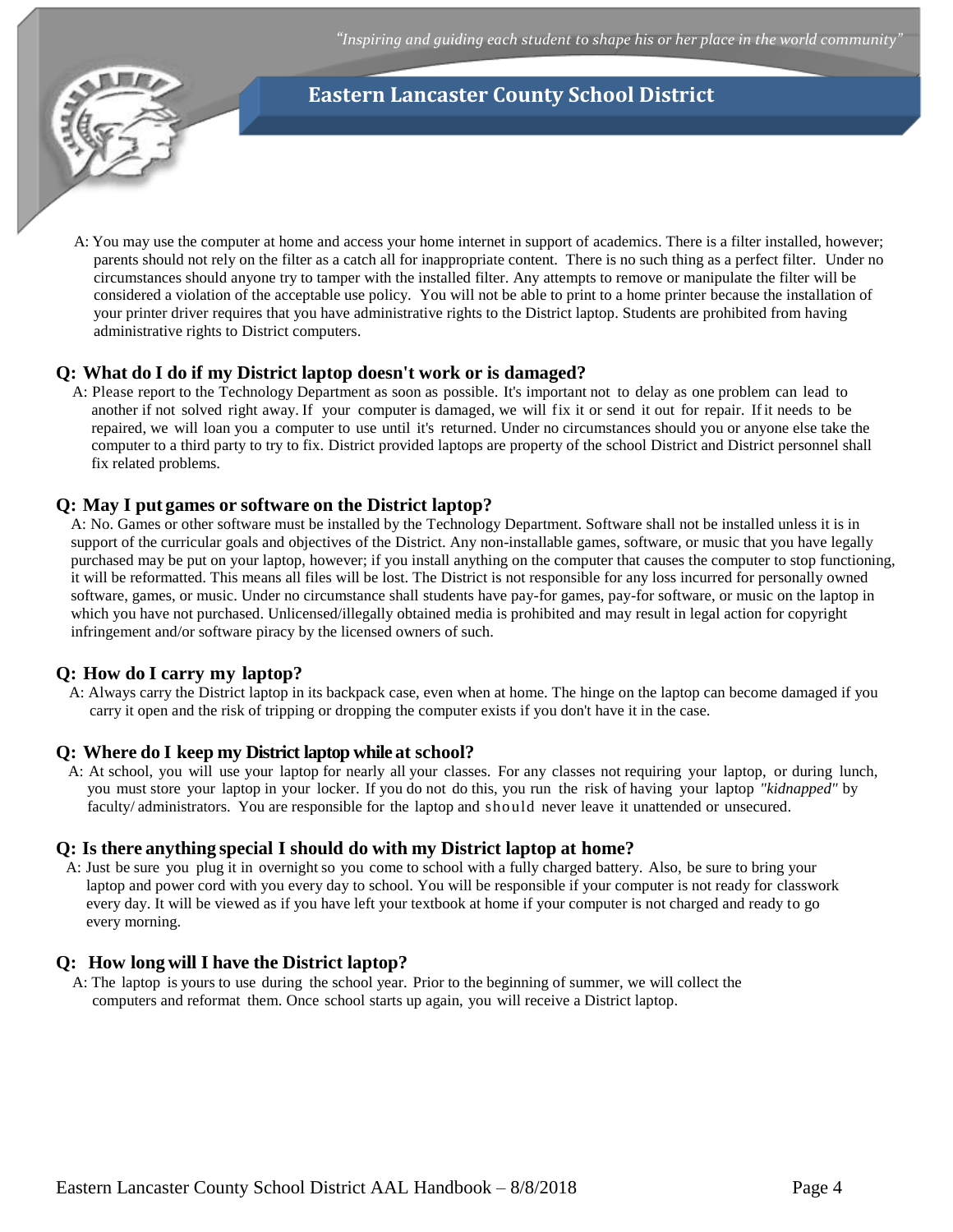A: You may use the computer at home and access your home internet in support of academics. There is a filter installed, however; parents should not rely on the filter as a catch all for inappropriate content. There is no such thing as a perfect filter. Under no circumstances should anyone try to tamper with the installed filter. Any attempts to remove or manipulate the filter will be considered a violation of the acceptable use policy. You will not be able to print to a home printer because the installation of your printer driver requires that you have administrative rights to the District laptop. Students are prohibited from having administrative rights to District computers.

### Q: What do I do if my District laptop doesn't work or is damaged?

A: Please report to the Technology Department as soon as possible. It's important not to delay as one problem can lead to another if not solved right away. If your computer is damaged, we will fix it or send it out for repair. If it needs to be repaired, we will loan you a computer to use until it's returned. Under no circumstances should you or anyone else take the computer to a third party to try to fix. District provided laptops are property of the school District and District personnel shall fix related problems.

### Q: May I put games or software on the District laptop?

A: No. Games or other software must be installed by the Technology Department. Software shall not be installed unless it is in support of the curricular goals and objectives of the District. Any non-installable games, software, or music that you have legally purchased may be put on your laptop, however; if you install anything on the computer that causes the computer to stop functioning, it will be reformatted. This means all files will be lost. The District is not responsible for any loss incurred for personally owned software, games, or music. Under no circumstance shall students have pay-for games, pay-for software, or music on the laptop in which you have not purchased. Unlicensed/illegally obtained media is prohibited and may result in legal action for copyright infringement and/or software piracy by the licensed owners of such.

### Q: How do I carry my laptop?

A: Always carry the District laptop in its backpack case, even when at home. The hinge on the laptop can become damaged if you carry it open and the risk of tripping or dropping the computer exists if you don't have it in the case.

### Q: Where do I keep my District laptop while at school?

A: At school, you will use your laptop for nearly all your classes. For any classes not requiring your laptop, or during lunch, you must store your laptop in your locker. If you do not do this, you run the risk of having your laptop *"kidnapped"* by faculty/ administrators. You are responsible for the laptop and should never leave it unattended or unsecured.

### Q: Is there anything special I should do with my District laptop at home?

A: Just be sure you plug it in overnight so you come to school with a fully charged battery. Also, be sure to bring your laptop and power cord with you every day to school. You will be responsible if your computer is not ready for classwork every day. It will be viewed as if you have left your textbook at home if your computer is not charged and ready to go every morning.

### Q: How long will I have the District laptop?

A: The laptop is yours to use during the school year. Prior to the beginning of summer, we will collect the computers and reformat them. Once school starts up again, you will receive a District laptop.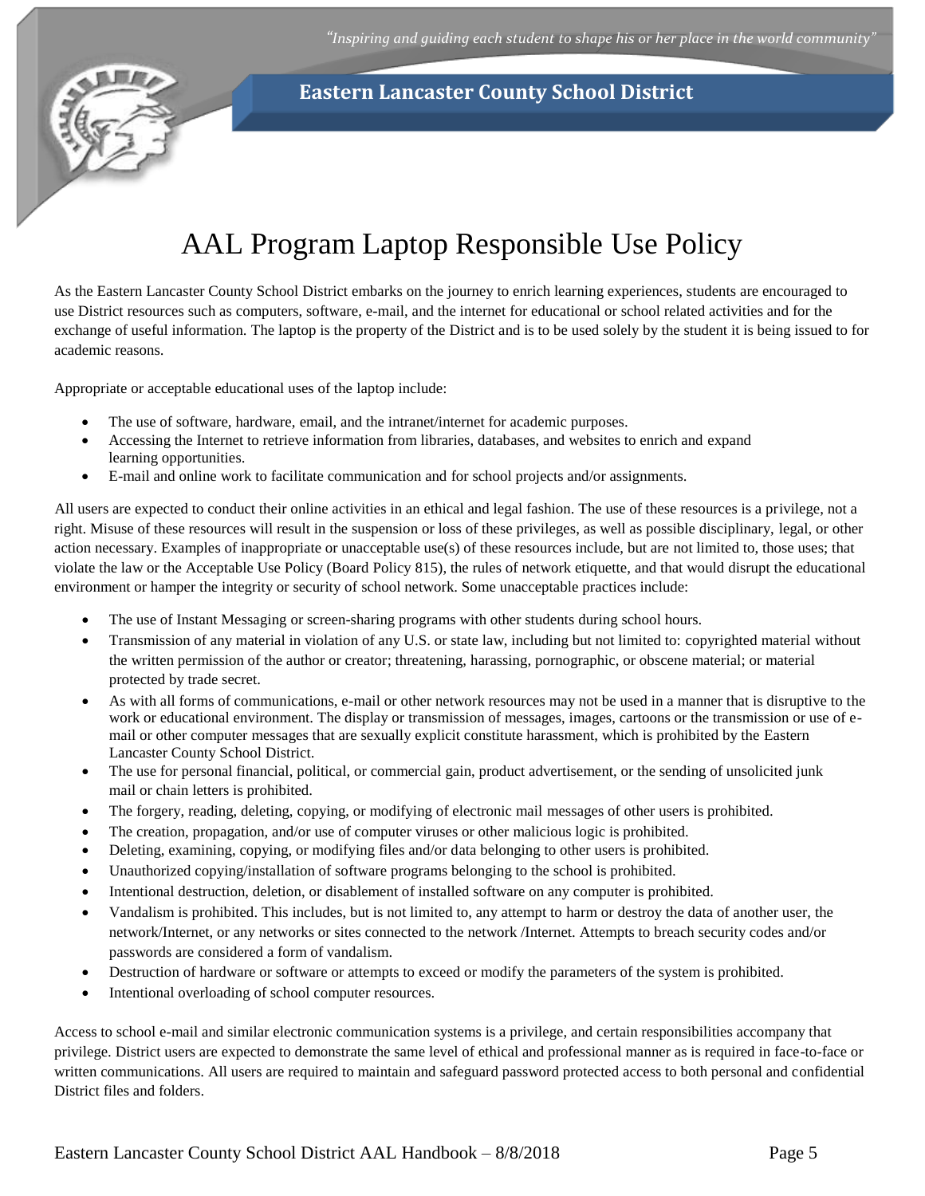# AAL Program Laptop Responsible Use Policy

As the Eastern Lancaster County School District embarks on the journey to enrich learning experiences, students are encouraged to use District resources such as computers, software, e-mail, and the internet for educational or school related activities and for the exchange of useful information. The laptop is the property of the District and is to be used solely by the student it is being issued to for academic reasons.

Appropriate or acceptable educational uses of the laptop include:

- The use of software, hardware, email, and the intranet/internet for academic purposes.
- Accessing the Internet to retrieve information from libraries, databases, and websites to enrich and expand learning opportunities.
- E-mail and online work to facilitate communication and for school projects and/or assignments.

All users are expected to conduct their online activities in an ethical and legal fashion. The use of these resources is a privilege, not a right. Misuse of these resources will result in the suspension or loss of these privileges, as well as possible disciplinary, legal, or other action necessary. Examples of inappropriate or unacceptable use(s) of these resources include, but are not limited to, those uses; that violate the law or the Acceptable Use Policy (Board Policy 815), the rules of network etiquette, and that would disrupt the educational environment or hamper the integrity or security of school network. Some unacceptable practices include:

- The use of Instant Messaging or screen-sharing programs with other students during school hours.
- Transmission of any material in violation of any U.S. or state law, including but not limited to: copyrighted material without the written permission of the author or creator; threatening, harassing, pornographic, or obscene material; or material protected by trade secret.
- As with all forms of communications, e-mail or other network resources may not be used in a manner that is disruptive to the work or educational environment. The display or transmission of messages, images, cartoons or the transmission or use of e-mail or other computer messages that are sexually explicit constitute harassment, which is prohibited by the Eastern Lancaster County School District.
- The use for personal financial, political, or commercial gain, product advertisement, or the sending of unsolicited junk mail or chain letters is prohibited.
- The forgery, reading, deleting, copying, or modifying of electronic mail messages of other users is prohibited.
- The creation, propagation, and/or use of computer viruses or other malicious logic is prohibited.
- Deleting, examining, copying, or modifying files and/or data belonging to other users is prohibited.
- Unauthorized copying/installation of software programs belonging to the school is prohibited.
- Intentional destruction, deletion, or disablement of installed software on any computer is prohibited.
- Vandalism is prohibited. This includes, but is not limited to, any attempt to harm or destroy the data of another user, the network/Internet, or any networks or sites connected to the network /Internet. Attempts to breach security codes and/or passwords are considered a form of vandalism.
- Destruction of hardware or software or attempts to exceed or modify the parameters of the system is prohibited.
- Intentional overloading of school computer resources.

Access to school e-mail and similar electronic communication systems is a privilege, and certain responsibilities accompany that privilege. District users are expected to demonstrate the same level of ethical and professional manner as is required in face-to-face or written communications. All users are required to maintain and safeguard password protected access to both personal and confidential District files and folders.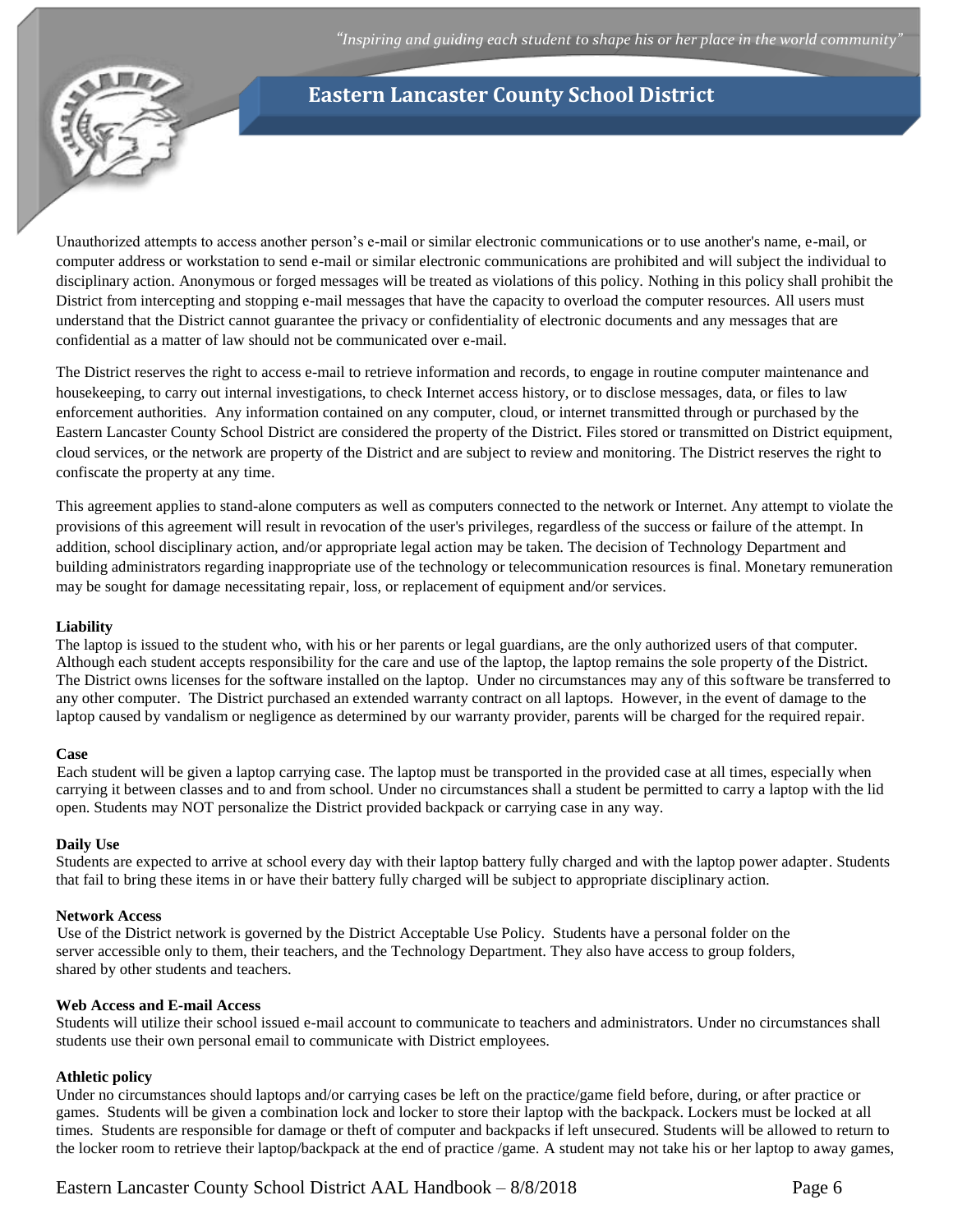Unauthorized attempts to access another person's e-mail or similar electronic communications or to use another's name, e-mail, or computer address or workstation to send e-mail or similar electronic communications are prohibited and will subject the individual to disciplinary action. Anonymous or forged messages will be treated as violations of this policy. Nothing in this policy shall prohibit the District from intercepting and stopping e-mail messages that have the capacity to overload the computer resources. All users must understand that the District cannot guarantee the privacy or confidentiality of electronic documents and any messages that are confidential as a matter of law should not be communicated over e-mail.

The District reserves the right to access e-mail to retrieve information and records, to engage in routine computer maintenance and housekeeping, to carry out internal investigations, to check Internet access history, or to disclose messages, data, or files to law enforcement authorities. Any information contained on any computer, cloud, or internet transmitted through or purchased by the Eastern Lancaster County School District are considered the property of the District. Files stored or transmitted on District equipment, cloud services, or the network are property of the District and are subject to review and monitoring. The District reserves the right to confiscate the property at any time.

This agreement applies to stand-alone computers as well as computers connected to the network or Internet. Any attempt to violate the provisions of this agreement will result in revocation of the user's privileges, regardless of the success or failure of the attempt. In addition, school disciplinary action, and/or appropriate legal action may be taken. The decision of Technology Department and building administrators regarding inappropriate use of the technology or telecommunication resources is final. Monetary remuneration may be sought for damage necessitating repair, loss, or replacement of equipment and/or services.

**Liability**

The laptop is issued to the student who, with his or her parents or legal guardians, are the only authorized users of that computer. Although each student accepts responsibility for the care and use of the laptop, the laptop remains the sole property of the District. The District owns licenses for the software installed on the laptop. Under no circumstances may any of this software be transferred to any other computer. The District purchased an extended warranty contract on all laptops. However, in the event of damage to the laptop caused by vandalism or negligence as determined by our warranty provider, parents will be charged for the required repair.

**Case**

Each student will be given a laptop carrying case. The laptop must be transported in the provided case at all times, especially when carrying it between classes and to and from school. Under no circumstances shall a student be permitted to carry a laptop with the lid open. Students may NOT personalize the District provided backpack or carrying case in any way.

**Daily Use**

Students are expected to arrive at school every day with their laptop battery fully charged and with the laptop power adapter. Students that fail to bring these items in or have their battery fully charged will be subject to appropriate disciplinary action.

**Network Access**

Use of the District network is governed by the District Acceptable Use Policy. Students have a personal folder on the server accessible only to them, their teachers, and the Technology Department. They also have access to group folders, shared by other students and teachers.

**Web Access and E-mail Access**

Students will utilize their school issued e-mail account to communicate to teachers and administrators. Under no circumstances shall students use their own personal email to communicate with District employees.

**Athletic policy**

Under no circumstances should laptops and/or carrying cases be left on the practice/game field before, during, or after practice or games. Students will be given a combination lock and locker to store their laptop with the backpack. Lockers must be locked at all times. Students are responsible for damage or theft of computer and backpacks if left unsecured. Students will be allowed to return to the locker room to retrieve their laptop/backpack at the end of practice /game. A student may not take his or her laptop to away games,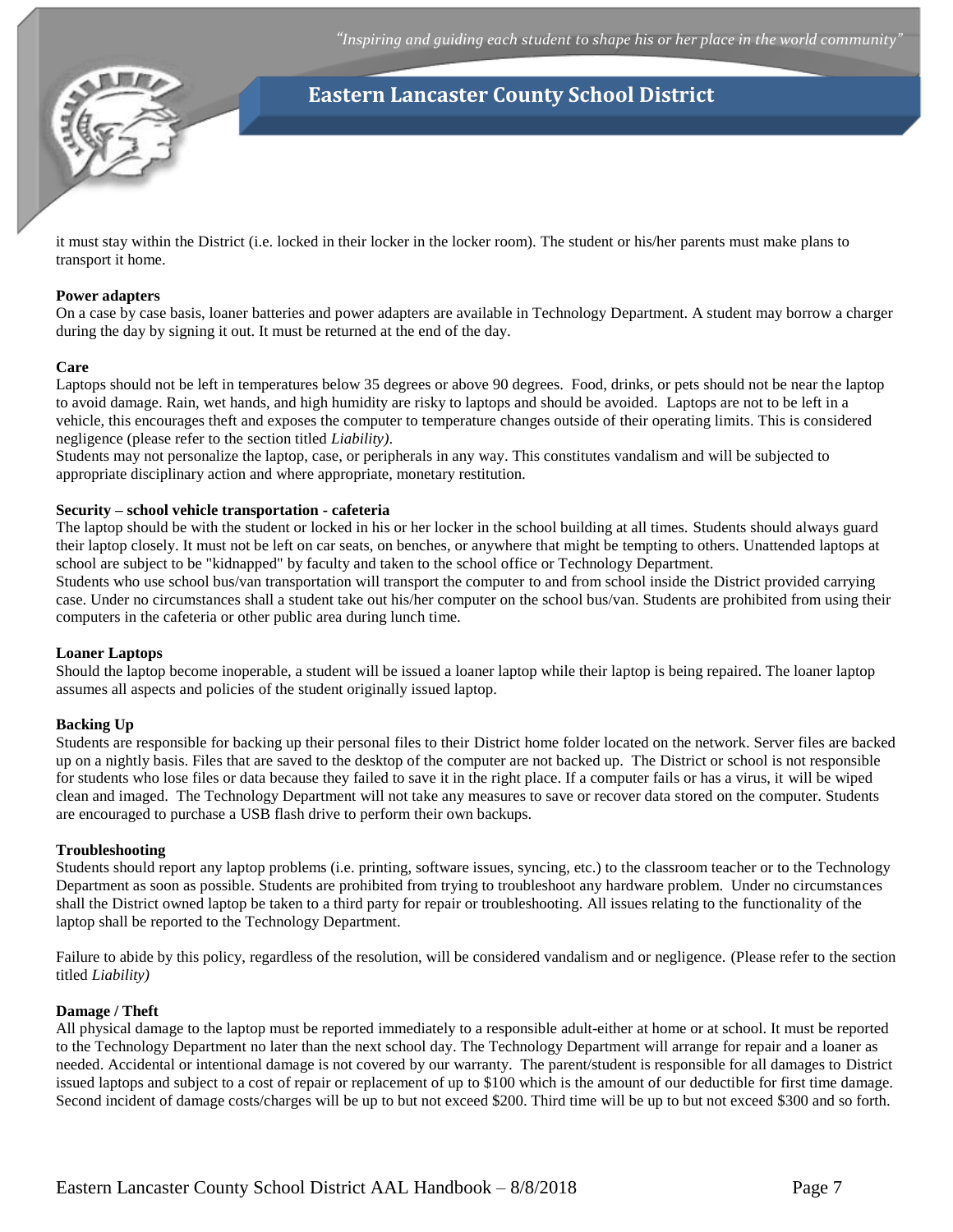it must stay within the District (i.e. locked in their locker in the locker room). The student or his/her parents must make plans to transport it home.

**Power adapters**

On a case by case basis, loaner batteries and power adapters are available in Technology Department. A student may borrow a charger during the day by signing it out. It must be returned at the end of the day.

**Care**

Laptops should not be left in temperatures below 35 degrees or above 90 degrees. Food, drinks, or pets should not be near the laptop to avoid damage. Rain, wet hands, and high humidity are risky to laptops and should be avoided. Laptops are not to be left in a vehicle, this encourages theft and exposes the computer to temperature changes outside of their operating limits. This is considered negligence (please refer to the section titled *Liability)*.

Students may not personalize the laptop, case, or peripherals in any way. This constitutes vandalism and will be subjected to appropriate disciplinary action and where appropriate, monetary restitution.

**Security – school vehicle transportation - cafeteria**

The laptop should be with the student or locked in his or her locker in the school building at all times. Students should always guard their laptop closely. It must not be left on car seats, on benches, or anywhere that might be tempting to others. Unattended laptops at school are subject to be "kidnapped" by faculty and taken to the school office or Technology Department.

Students who use school bus/van transportation will transport the computer to and from school inside the District provided carrying case. Under no circumstances shall a student take out his/her computer on the school bus/van. Students are prohibited from using their computers in the cafeteria or other public area during lunch time.

**Loaner Laptops**

Should the laptop become inoperable, a student will be issued a loaner laptop while their laptop is being repaired. The loaner laptop assumes all aspects and policies of the student originally issued laptop.

**Backing Up**

Students are responsible for backing up their personal files to their District home folder located on the network. Server files are backed up on a nightly basis. Files that are saved to the desktop of the computer are not backed up. The District or school is not responsible for students who lose files or data because they failed to save it in the right place. If a computer fails or has a virus, it will be wiped clean and imaged. The Technology Department will not take any measures to save or recover data stored on the computer. Students are encouraged to purchase a USB flash drive to perform their own backups.

**Troubleshooting**

Students should report any laptop problems (i.e. printing, software issues, syncing, etc.) to the classroom teacher or to the Technology Department as soon as possible. Students are prohibited from trying to troubleshoot any hardware problem. Under no circumstances shall the District owned laptop be taken to a third party for repair or troubleshooting. All issues relating to the functionality of the laptop shall be reported to the Technology Department.

Failure to abide by this policy, regardless of the resolution, will be considered vandalism and or negligence. (Please refer to the section titled *Liability)*

**Damage / Theft**

All physical damage to the laptop must be reported immediately to a responsible adult-either at home or at school. It must be reported to the Technology Department no later than the next school day. The Technology Department will arrange for repair and a loaner as needed. Accidental or intentional damage is not covered by our warranty. The parent/student is responsible for all damages to District issued laptops and subject to a cost of repair or replacement of up to $100 which is the amount of our deductible for first time damage. Second incident of damage costs/charges will be up to but not exceed $200. Third time will be up to but not exceed $300 and so forth.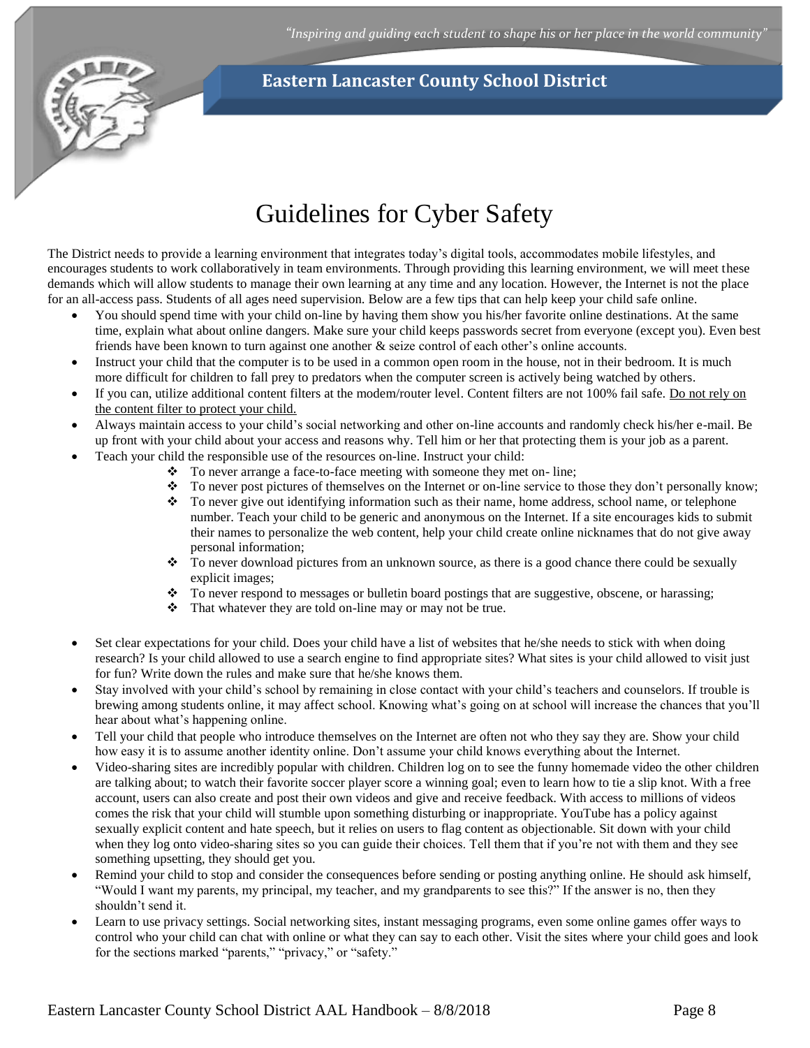# Guidelines for Cyber Safety

The District needs to provide a learning environment that integrates today's digital tools, accommodates mobile lifestyles, and encourages students to work collaboratively in team environments. Through providing this learning environment, we will meet these demands which will allow students to manage their own learning at any time and any location. However, the Internet is not the place for an all-access pass. Students of all ages need supervision. Below are a few tips that can help keep your child safe online.

- You should spend time with your child on-line by having them show you his/her favorite online destinations. At the same time, explain what about online dangers. Make sure your child keeps passwords secret from everyone (except you). Even best friends have been known to turn against one another & seize control of each other's online accounts.
- Instruct your child that the computer is to be used in a common open room in the house, not in their bedroom. It is much more difficult for children to fall prey to predators when the computer screen is actively being watched by others.
- If you can, utilize additional content filters at the modem/router level. Content filters are not 100% fail safe. <u>Do not rely on the content filter to protect your child.</u>
- Always maintain access to your child's social networking and other on-line accounts and randomly check his/her e-mail. Be up front with your child about your access and reasons why. Tell him or her that protecting them is your job as a parent.
- Teach your child the responsible use of the resources on-line. Instruct your child:
  - To never arrange a face-to-face meeting with someone they met on- line;
  - To never post pictures of themselves on the Internet or on-line service to those they don't personally know;
  - To never give out identifying information such as their name, home address, school name, or telephone number. Teach your child to be generic and anonymous on the Internet. If a site encourages kids to submit their names to personalize the web content, help your child create online nicknames that do not give away personal information;
  - To never download pictures from an unknown source, as there is a good chance there could be sexually explicit images;
  - To never respond to messages or bulletin board postings that are suggestive, obscene, or harassing;
  - That whatever they are told on-line may or may not be true.
- Set clear expectations for your child. Does your child have a list of websites that he/she needs to stick with when doing research? Is your child allowed to use a search engine to find appropriate sites? What sites is your child allowed to visit just for fun? Write down the rules and make sure that he/she knows them.
- Stay involved with your child's school by remaining in close contact with your child's teachers and counselors. If trouble is brewing among students online, it may affect school. Knowing what's going on at school will increase the chances that you'll hear about what's happening online.
- Tell your child that people who introduce themselves on the Internet are often not who they say they are. Show your child how easy it is to assume another identity online. Don't assume your child knows everything about the Internet.
- Video-sharing sites are incredibly popular with children. Children log on to see the funny homemade video the other children are talking about; to watch their favorite soccer player score a winning goal; even to learn how to tie a slip knot. With a free account, users can also create and post their own videos and give and receive feedback. With access to millions of videos comes the risk that your child will stumble upon something disturbing or inappropriate. YouTube has a policy against sexually explicit content and hate speech, but it relies on users to flag content as objectionable. Sit down with your child when they log onto video-sharing sites so you can guide their choices. Tell them that if you're not with them and they see something upsetting, they should get you.
- Remind your child to stop and consider the consequences before sending or posting anything online. He should ask himself, "Would I want my parents, my principal, my teacher, and my grandparents to see this?" If the answer is no, then they shouldn't send it.
- Learn to use privacy settings. Social networking sites, instant messaging programs, even some online games offer ways to control who your child can chat with online or what they can say to each other. Visit the sites where your child goes and look for the sections marked "parents," "privacy," or "safety."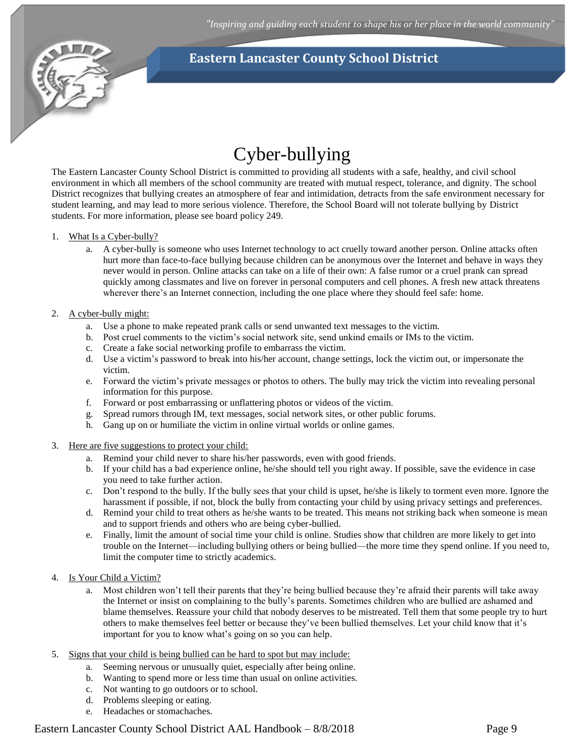# Cyber-bullying

The Eastern Lancaster County School District is committed to providing all students with a safe, healthy, and civil school environment in which all members of the school community are treated with mutual respect, tolerance, and dignity. The school District recognizes that bullying creates an atmosphere of fear and intimidation, detracts from the safe environment necessary for student learning, and may lead to more serious violence. Therefore, the School Board will not tolerate bullying by District students. For more information, please see board policy 249.

1. What Is a Cyber-bully?
   a. A cyber-bully is someone who uses Internet technology to act cruelly toward another person. Online attacks often hurt more than face-to-face bullying because children can be anonymous over the Internet and behave in ways they never would in person. Online attacks can take on a life of their own: A false rumor or a cruel prank can spread quickly among classmates and live on forever in personal computers and cell phones. A fresh new attack threatens wherever there's an Internet connection, including the one place where they should feel safe: home.

2. A cyber-bully might:
   a. Use a phone to make repeated prank calls or send unwanted text messages to the victim.
   b. Post cruel comments to the victim's social network site, send unkind emails or IMs to the victim.
   c. Create a fake social networking profile to embarrass the victim.
   d. Use a victim's password to break into his/her account, change settings, lock the victim out, or impersonate the victim.
   e. Forward the victim's private messages or photos to others. The bully may trick the victim into revealing personal information for this purpose.
   f. Forward or post embarrassing or unflattering photos or videos of the victim.
   g. Spread rumors through IM, text messages, social network sites, or other public forums.
   h. Gang up on or humiliate the victim in online virtual worlds or online games.

3. Here are five suggestions to protect your child:
   a. Remind your child never to share his/her passwords, even with good friends.
   b. If your child has a bad experience online, he/she should tell you right away. If possible, save the evidence in case you need to take further action.
   c. Don't respond to the bully. If the bully sees that your child is upset, he/she is likely to torment even more. Ignore the harassment if possible, if not, block the bully from contacting your child by using privacy settings and preferences.
   d. Remind your child to treat others as he/she wants to be treated. This means not striking back when someone is mean and to support friends and others who are being cyber-bullied.
   e. Finally, limit the amount of social time your child is online. Studies show that children are more likely to get into trouble on the Internet—including bullying others or being bullied—the more time they spend online. If you need to, limit the computer time to strictly academics.

4. Is Your Child a Victim?
   a. Most children won't tell their parents that they're being bullied because they're afraid their parents will take away the Internet or insist on complaining to the bully's parents. Sometimes children who are bullied are ashamed and blame themselves. Reassure your child that nobody deserves to be mistreated. Tell them that some people try to hurt others to make themselves feel better or because they've been bullied themselves. Let your child know that it's important for you to know what's going on so you can help.

5. Signs that your child is being bullied can be hard to spot but may include:
   a. Seeming nervous or unusually quiet, especially after being online.
   b. Wanting to spend more or less time than usual on online activities.
   c. Not wanting to go outdoors or to school.
   d. Problems sleeping or eating.
   e. Headaches or stomachaches.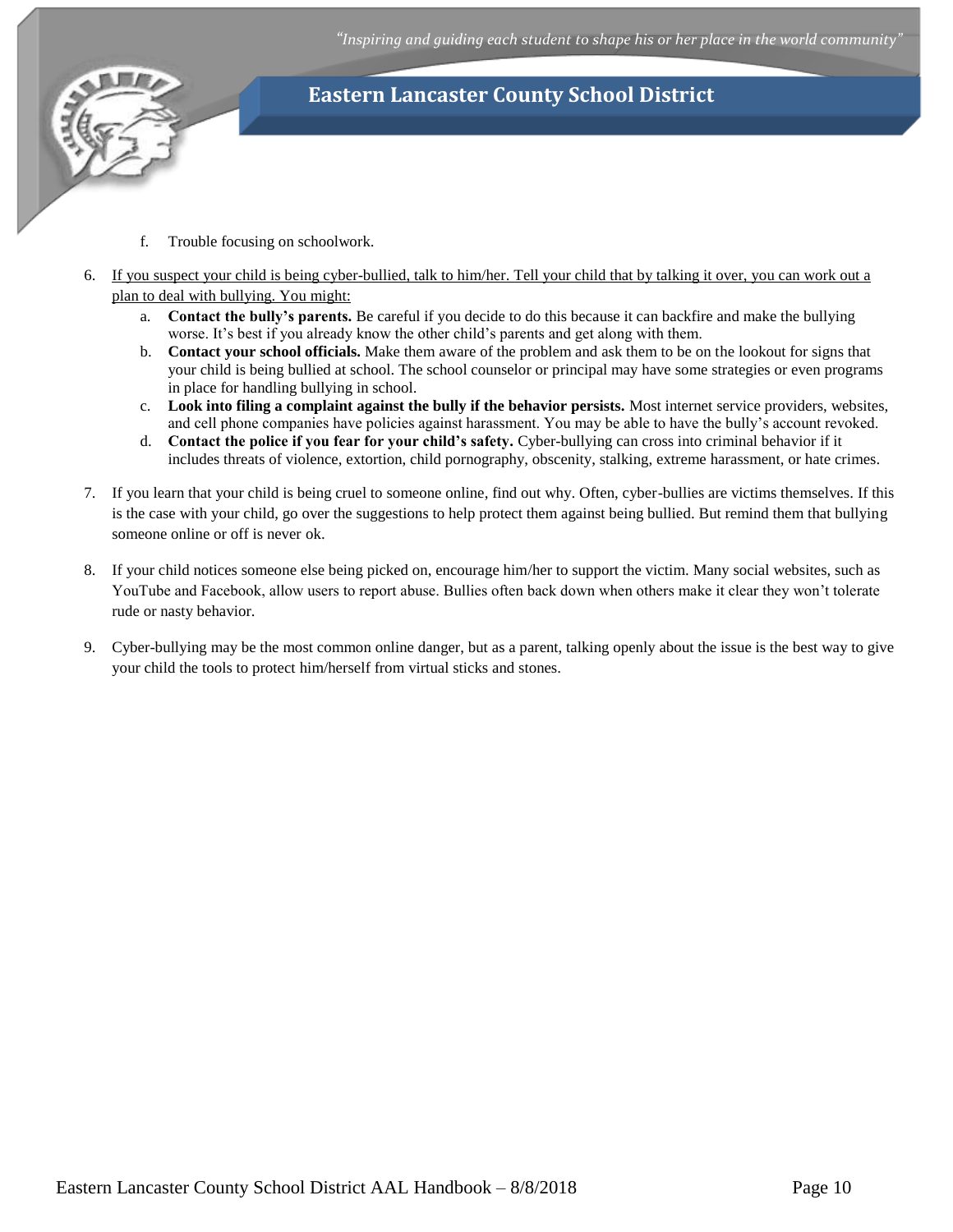f. Trouble focusing on schoolwork.

6. If you suspect your child is being cyber-bullied, talk to him/her. Tell your child that by talking it over, you can work out a plan to deal with bullying. You might:
   a. **Contact the bully's parents.** Be careful if you decide to do this because it can backfire and make the bullying worse. It's best if you already know the other child's parents and get along with them.
   b. **Contact your school officials.** Make them aware of the problem and ask them to be on the lookout for signs that your child is being bullied at school. The school counselor or principal may have some strategies or even programs in place for handling bullying in school.
   c. **Look into filing a complaint against the bully if the behavior persists.** Most internet service providers, websites, and cell phone companies have policies against harassment. You may be able to have the bully's account revoked.
   d. **Contact the police if you fear for your child's safety.** Cyber-bullying can cross into criminal behavior if it includes threats of violence, extortion, child pornography, obscenity, stalking, extreme harassment, or hate crimes.

7. If you learn that your child is being cruel to someone online, find out why. Often, cyber-bullies are victims themselves. If this is the case with your child, go over the suggestions to help protect them against being bullied. But remind them that bullying someone online or off is never ok.

8. If your child notices someone else being picked on, encourage him/her to support the victim. Many social websites, such as YouTube and Facebook, allow users to report abuse. Bullies often back down when others make it clear they won't tolerate rude or nasty behavior.

9. Cyber-bullying may be the most common online danger, but as a parent, talking openly about the issue is the best way to give your child the tools to protect him/herself from virtual sticks and stones.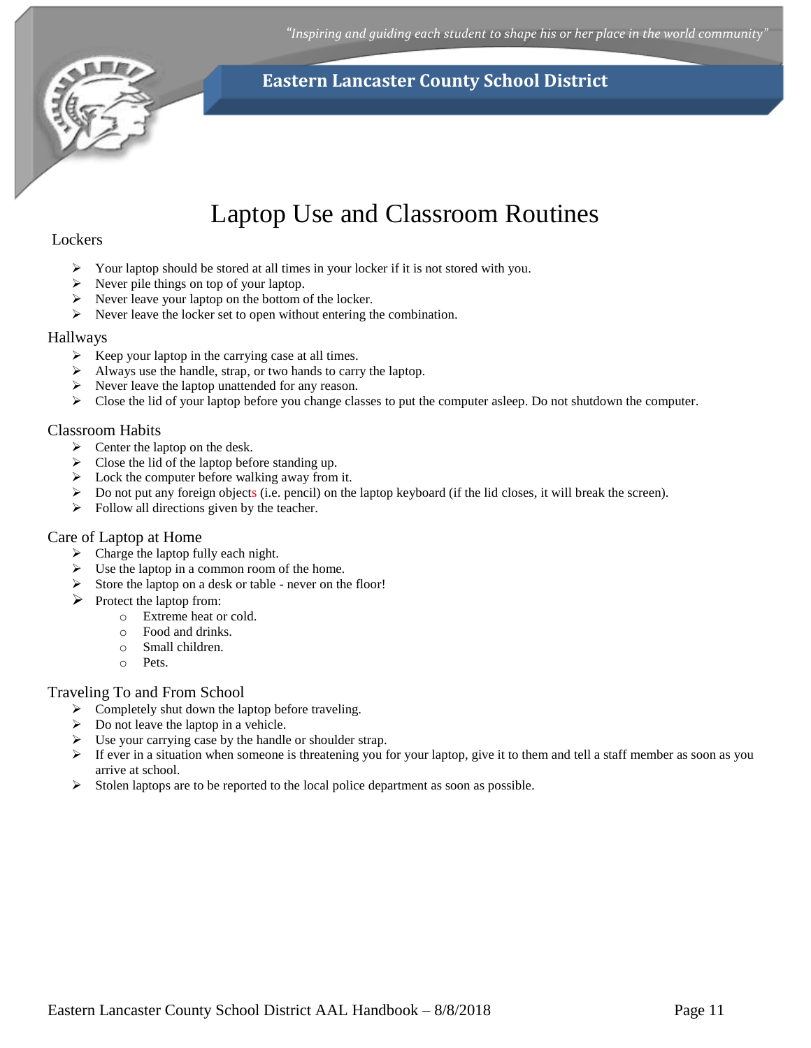# Laptop Use and Classroom Routines

## Lockers

- Your laptop should be stored at all times in your locker if it is not stored with you.
- Never pile things on top of your laptop.
- Never leave your laptop on the bottom of the locker.
- Never leave the locker set to open without entering the combination.

## Hallways

- Keep your laptop in the carrying case at all times.
- Always use the handle, strap, or two hands to carry the laptop.
- Never leave the laptop unattended for any reason.
- Close the lid of your laptop before you change classes to put the computer asleep. Do not shutdown the computer.

## Classroom Habits

- Center the laptop on the desk.
- Close the lid of the laptop before standing up.
- Lock the computer before walking away from it.
- Do not put any foreign objects (i.e. pencil) on the laptop keyboard (if the lid closes, it will break the screen).
- Follow all directions given by the teacher.

## Care of Laptop at Home

- Charge the laptop fully each night.
- Use the laptop in a common room of the home.
- Store the laptop on a desk or table - never on the floor!
- Protect the laptop from:
  - Extreme heat or cold.
  - Food and drinks.
  - Small children.
  - Pets.

## Traveling To and From School

- Completely shut down the laptop before traveling.
- Do not leave the laptop in a vehicle.
- Use your carrying case by the handle or shoulder strap.
- If ever in a situation when someone is threatening you for your laptop, give it to them and tell a staff member as soon as you arrive at school.
- Stolen laptops are to be reported to the local police department as soon as possible.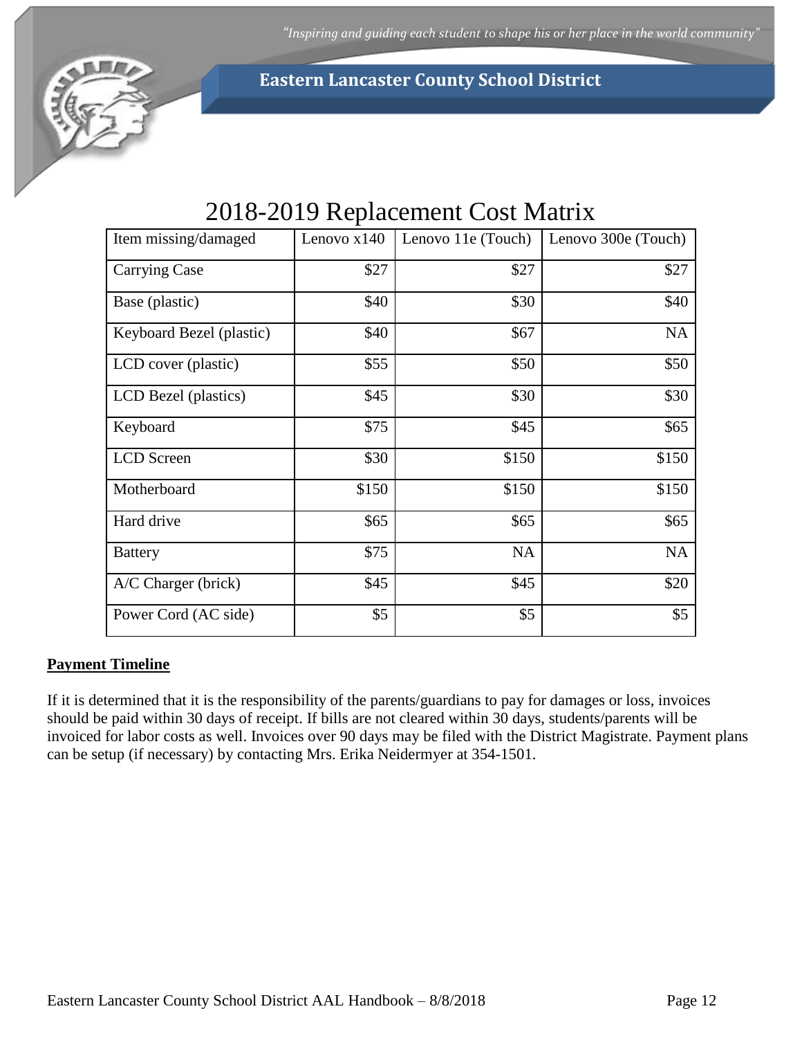# 2018-2019 Replacement Cost Matrix

| Item missing/damaged | Lenovo x140 | Lenovo 11e (Touch) | Lenovo 300e (Touch) |
|---|---|---|---|
| Carrying Case | $27 | $27 | $27 |
| Base (plastic) | $40 | $30 | $40 |
| Keyboard Bezel (plastic) | $40 | $67 | NA |
| LCD cover (plastic) | $55 | $50 | $50 |
| LCD Bezel (plastics) | $45 | $30 | $30 |
| Keyboard | $75 | $45 | $65 |
| LCD Screen | $30 | $150 | $150 |
| Motherboard | $150 | $150 | $150 |
| Hard drive | $65 | $65 | $65 |
| Battery | $75 | NA | NA |
| A/C Charger (brick) | $45 | $45 | $20 |
| Power Cord (AC side) | $5 | $5 | $5 |

**Payment Timeline**

If it is determined that it is the responsibility of the parents/guardians to pay for damages or loss, invoices should be paid within 30 days of receipt. If bills are not cleared within 30 days, students/parents will be invoiced for labor costs as well. Invoices over 90 days may be filed with the District Magistrate. Payment plans can be setup (if necessary) by contacting Mrs. Erika Neidermyer at 354-1501.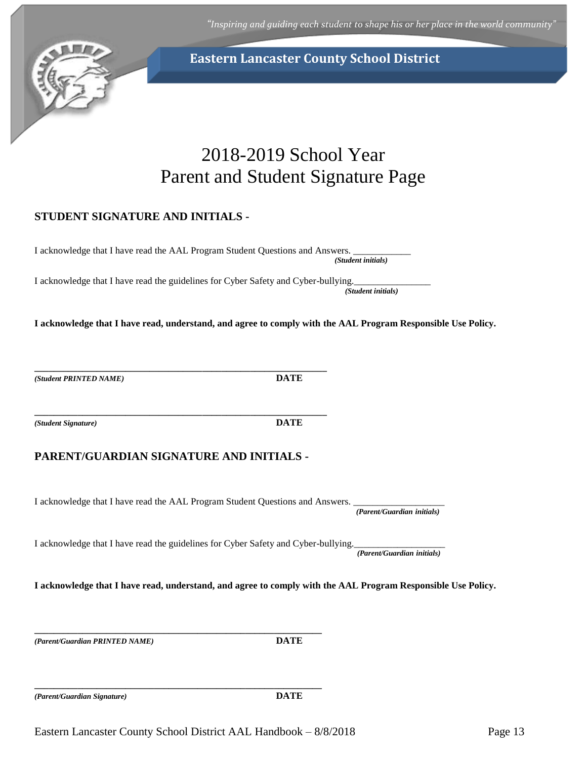*"Inspiring and guiding each student to shape his or her place in the world community"*

**Eastern Lancaster County School District**

# 2018-2019 School Year
# Parent and Student Signature Page

## STUDENT SIGNATURE AND INITIALS -

I acknowledge that I have read the AAL Program Student Questions and Answers. ____________
***(Student initials)***

I acknowledge that I have read the guidelines for Cyber Safety and Cyber-bullying.________________
***(Student initials)***

**I acknowledge that I have read, understand, and agree to comply with the AAL Program Responsible Use Policy.**

_____________________________________________________________

***(Student PRINTED NAME)*** **DATE**

_____________________________________________________________

***(Student Signature)*** **DATE**

## PARENT/GUARDIAN SIGNATURE AND INITIALS -

I acknowledge that I have read the AAL Program Student Questions and Answers. ___________________
***(Parent/Guardian initials)***

I acknowledge that I have read the guidelines for Cyber Safety and Cyber-bullying.___________________
***(Parent/Guardian initials)***

**I acknowledge that I have read, understand, and agree to comply with the AAL Program Responsible Use Policy.**

_____________________________________________________________

***(Parent/Guardian PRINTED NAME)*** **DATE**

_____________________________________________________________

***(Parent/Guardian Signature)*** **DATE**